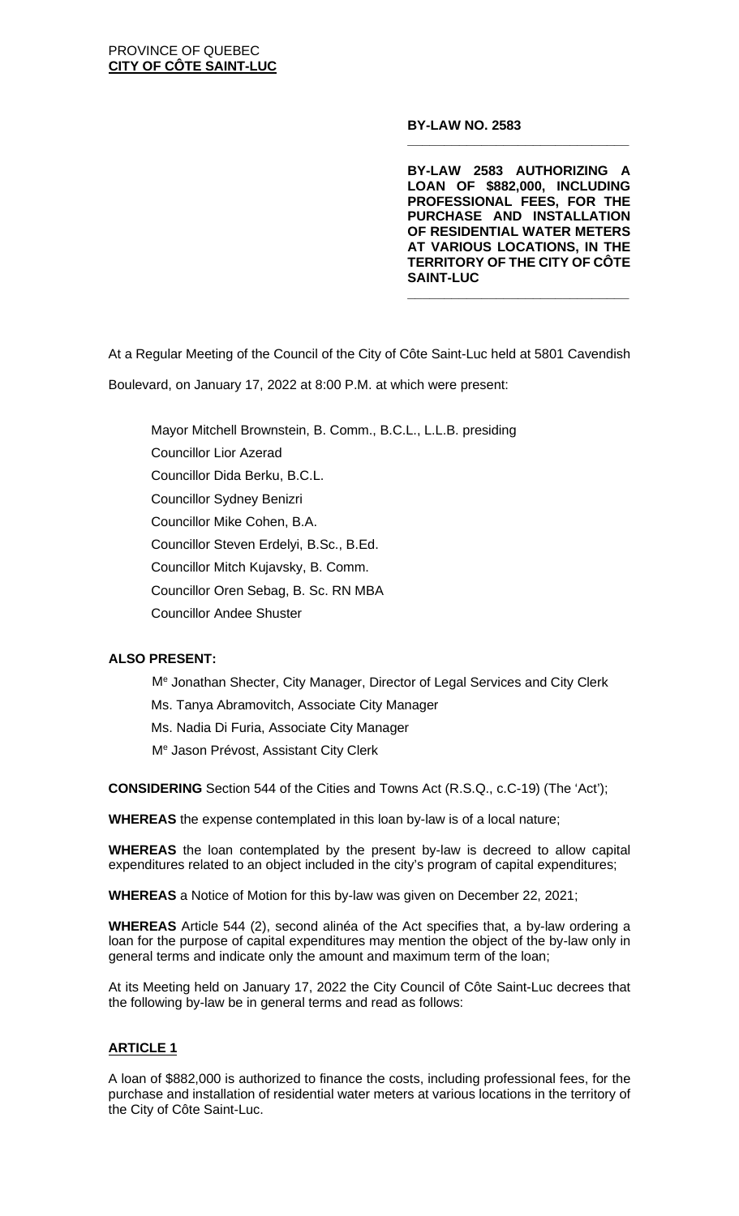PROVINCE OF QUEBEC
**CITY OF CÔTE SAINT-LUC**

**BY-LAW NO. 2583**

---

**BY-LAW 2583 AUTHORIZING A LOAN OF $882,000, INCLUDING PROFESSIONAL FEES, FOR THE PURCHASE AND INSTALLATION OF RESIDENTIAL WATER METERS AT VARIOUS LOCATIONS, IN THE TERRITORY OF THE CITY OF CÔTE SAINT-LUC**

---

At a Regular Meeting of the Council of the City of Côte Saint-Luc held at 5801 Cavendish Boulevard, on January 17, 2022 at 8:00 P.M. at which were present:

Mayor Mitchell Brownstein, B. Comm., B.C.L., L.L.B. presiding
Councillor Lior Azerad
Councillor Dida Berku, B.C.L.
Councillor Sydney Benizri
Councillor Mike Cohen, B.A.
Councillor Steven Erdelyi, B.Sc., B.Ed.
Councillor Mitch Kujavsky, B. Comm.
Councillor Oren Sebag, B. Sc. RN MBA
Councillor Andee Shuster

**ALSO PRESENT:**

Me Jonathan Shecter, City Manager, Director of Legal Services and City Clerk
Ms. Tanya Abramovitch, Associate City Manager
Ms. Nadia Di Furia, Associate City Manager
Me Jason Prévost, Assistant City Clerk

**CONSIDERING** Section 544 of the Cities and Towns Act (R.S.Q., c.C-19) (The 'Act');

**WHEREAS** the expense contemplated in this loan by-law is of a local nature;

**WHEREAS** the loan contemplated by the present by-law is decreed to allow capital expenditures related to an object included in the city's program of capital expenditures;

**WHEREAS** a Notice of Motion for this by-law was given on December 22, 2021;

**WHEREAS** Article 544 (2), second alinéa of the Act specifies that, a by-law ordering a loan for the purpose of capital expenditures may mention the object of the by-law only in general terms and indicate only the amount and maximum term of the loan;

At its Meeting held on January 17, 2022 the City Council of Côte Saint-Luc decrees that the following by-law be in general terms and read as follows:

**ARTICLE 1**

A loan of $882,000 is authorized to finance the costs, including professional fees, for the purchase and installation of residential water meters at various locations in the territory of the City of Côte Saint-Luc.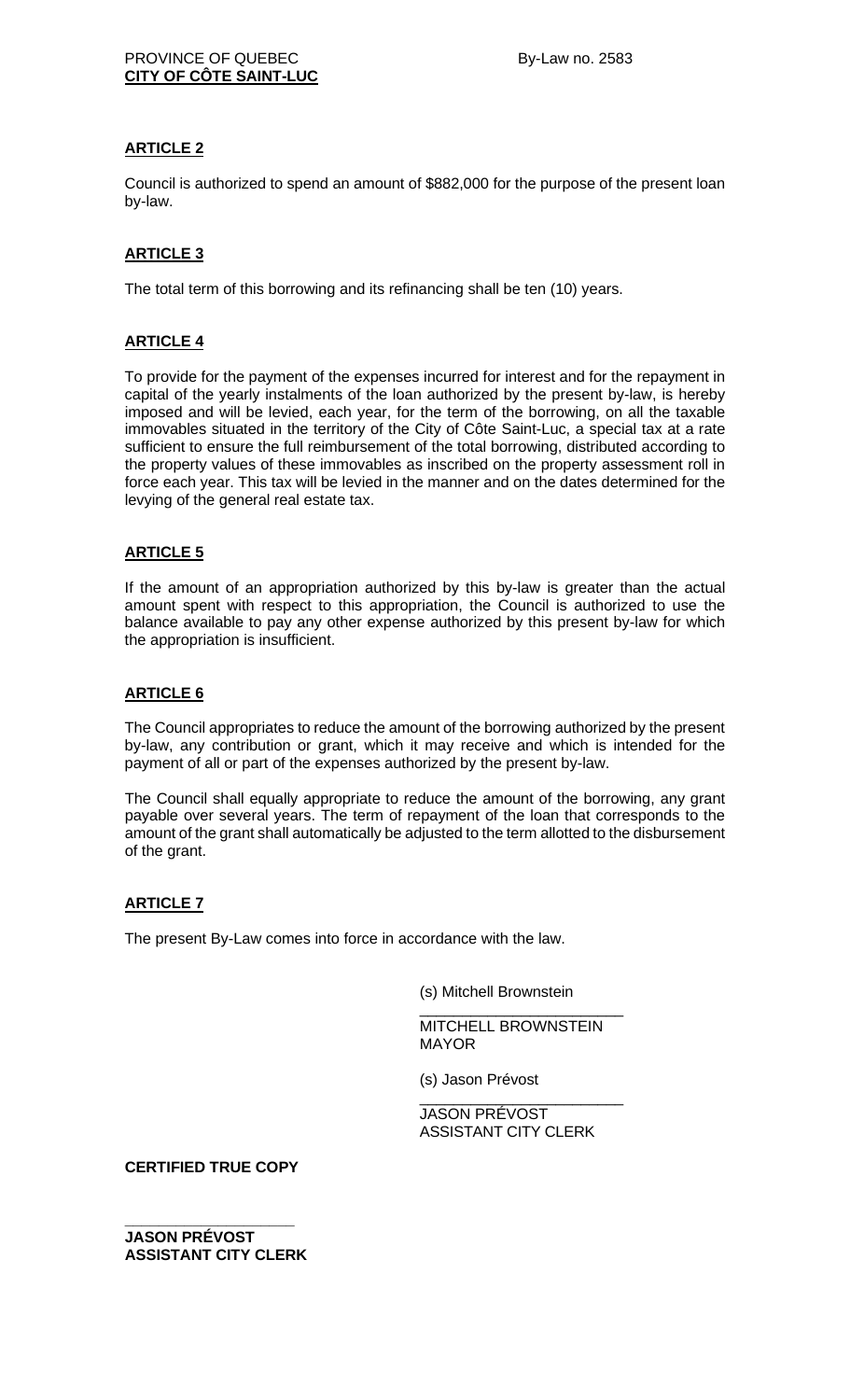**ARTICLE 2**

Council is authorized to spend an amount of $882,000 for the purpose of the present loan by-law.

**ARTICLE 3**

The total term of this borrowing and its refinancing shall be ten (10) years.

**ARTICLE 4**

To provide for the payment of the expenses incurred for interest and for the repayment in capital of the yearly instalments of the loan authorized by the present by-law, is hereby imposed and will be levied, each year, for the term of the borrowing, on all the taxable immovables situated in the territory of the City of Côte Saint-Luc, a special tax at a rate sufficient to ensure the full reimbursement of the total borrowing, distributed according to the property values of these immovables as inscribed on the property assessment roll in force each year. This tax will be levied in the manner and on the dates determined for the levying of the general real estate tax.

**ARTICLE 5**

If the amount of an appropriation authorized by this by-law is greater than the actual amount spent with respect to this appropriation, the Council is authorized to use the balance available to pay any other expense authorized by this present by-law for which the appropriation is insufficient.

**ARTICLE 6**

The Council appropriates to reduce the amount of the borrowing authorized by the present by-law, any contribution or grant, which it may receive and which is intended for the payment of all or part of the expenses authorized by the present by-law.

The Council shall equally appropriate to reduce the amount of the borrowing, any grant payable over several years. The term of repayment of the loan that corresponds to the amount of the grant shall automatically be adjusted to the term allotted to the disbursement of the grant.

**ARTICLE 7**

The present By-Law comes into force in accordance with the law.

(s) Mitchell Brownstein

\_\_\_\_\_\_\_\_\_\_\_\_\_\_\_\_\_\_\_\_\_\_\_\_
MITCHELL BROWNSTEIN
MAYOR

(s) Jason Prévost

\_\_\_\_\_\_\_\_\_\_\_\_\_\_\_\_\_\_\_\_\_\_\_\_
JASON PRÉVOST
ASSISTANT CITY CLERK

**CERTIFIED TRUE COPY**

\_\_\_\_\_\_\_\_\_\_\_\_\_\_\_\_\_\_\_\_
**JASON PRÉVOST**
**ASSISTANT CITY CLERK**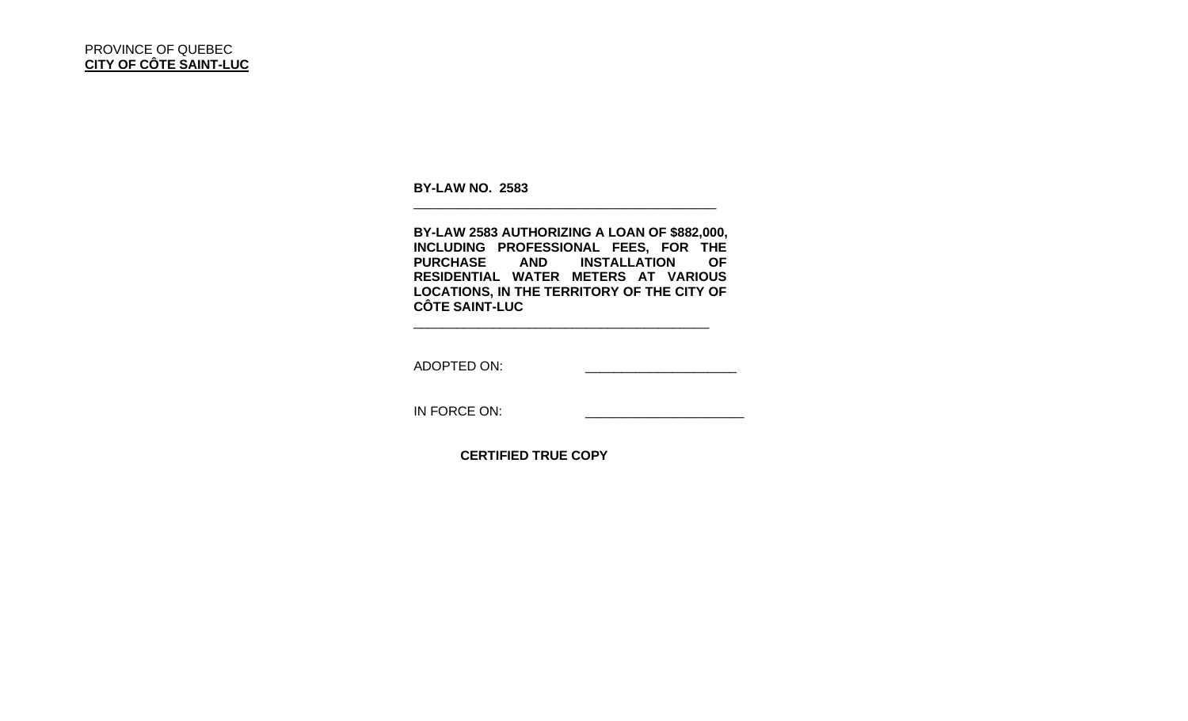PROVINCE OF QUEBEC
**CITY OF CÔTE SAINT-LUC**

**BY-LAW NO. 2583**

---

**BY-LAW 2583 AUTHORIZING A LOAN OF $882,000, INCLUDING PROFESSIONAL FEES, FOR THE PURCHASE AND INSTALLATION OF RESIDENTIAL WATER METERS AT VARIOUS LOCATIONS, IN THE TERRITORY OF THE CITY OF CÔTE SAINT-LUC**

---

ADOPTED ON: ____________________

IN FORCE ON: ______________________

**CERTIFIED TRUE COPY**